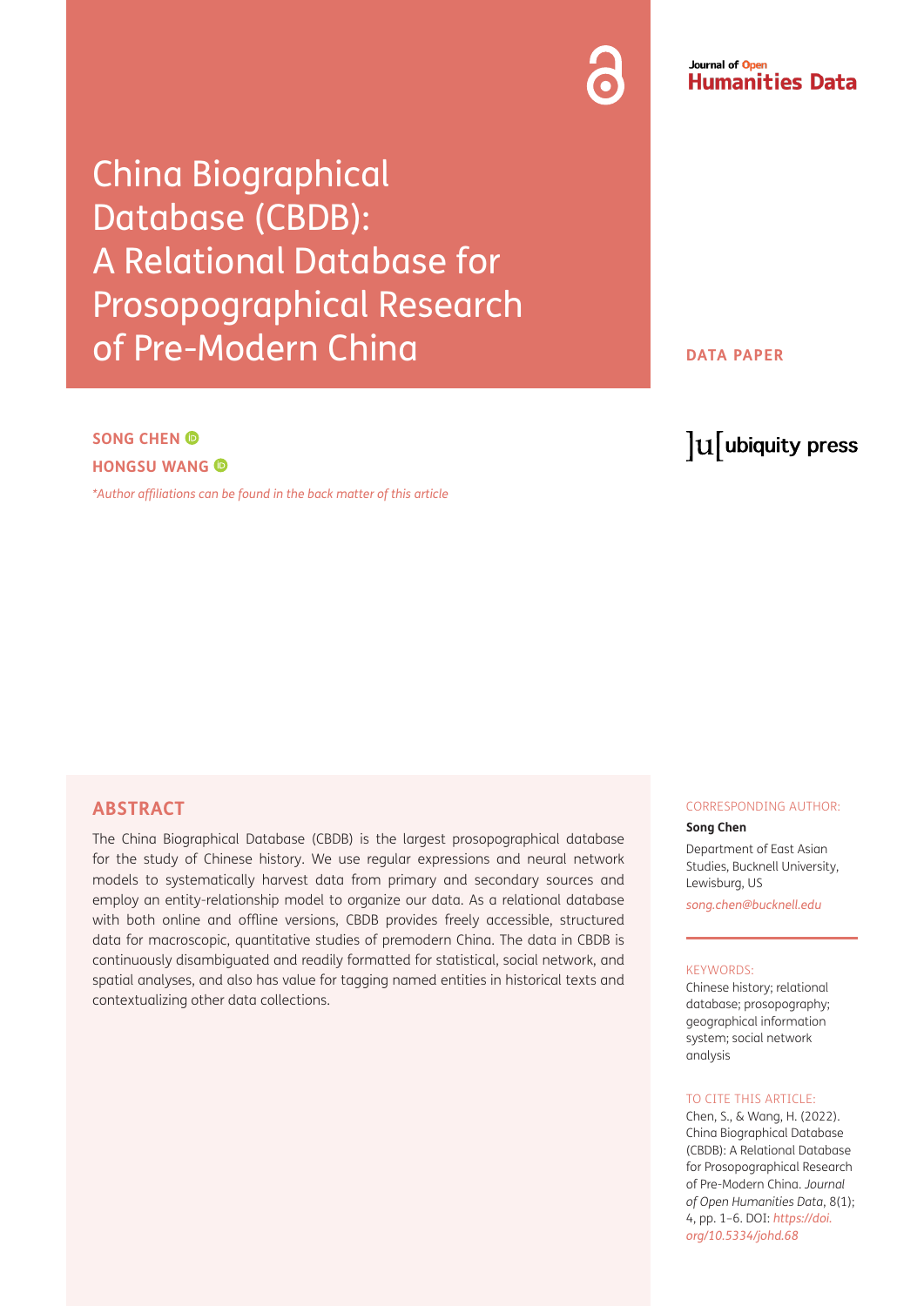Journal of Open Humanities Data

# China Biographical Database (CBDB): A Relational Database for Prosopographical Research of Pre-Modern China

DATA PAPER

**SONG CHEN**

**HONGSU WANG**

*\*Author affiliations can be found in the back matter of this article*

ubiquity press

## ABSTRACT

The China Biographical Database (CBDB) is the largest prosopographical database for the study of Chinese history. We use regular expressions and neural network models to systematically harvest data from primary and secondary sources and employ an entity-relationship model to organize our data. As a relational database with both online and offline versions, CBDB provides freely accessible, structured data for macroscopic, quantitative studies of premodern China. The data in CBDB is continuously disambiguated and readily formatted for statistical, social network, and spatial analyses, and also has value for tagging named entities in historical texts and contextualizing other data collections.

CORRESPONDING AUTHOR:

**Song Chen**

Department of East Asian Studies, Bucknell University, Lewisburg, US

*song.chen@bucknell.edu*

KEYWORDS:

Chinese history; relational database; prosopography; geographical information system; social network analysis

TO CITE THIS ARTICLE:

Chen, S., & Wang, H. (2022). China Biographical Database (CBDB): A Relational Database for Prosopographical Research of Pre-Modern China. *Journal of Open Humanities Data*, 8(1); 4, pp. 1–6. DOI: *https://doi.org/10.5334/johd.68*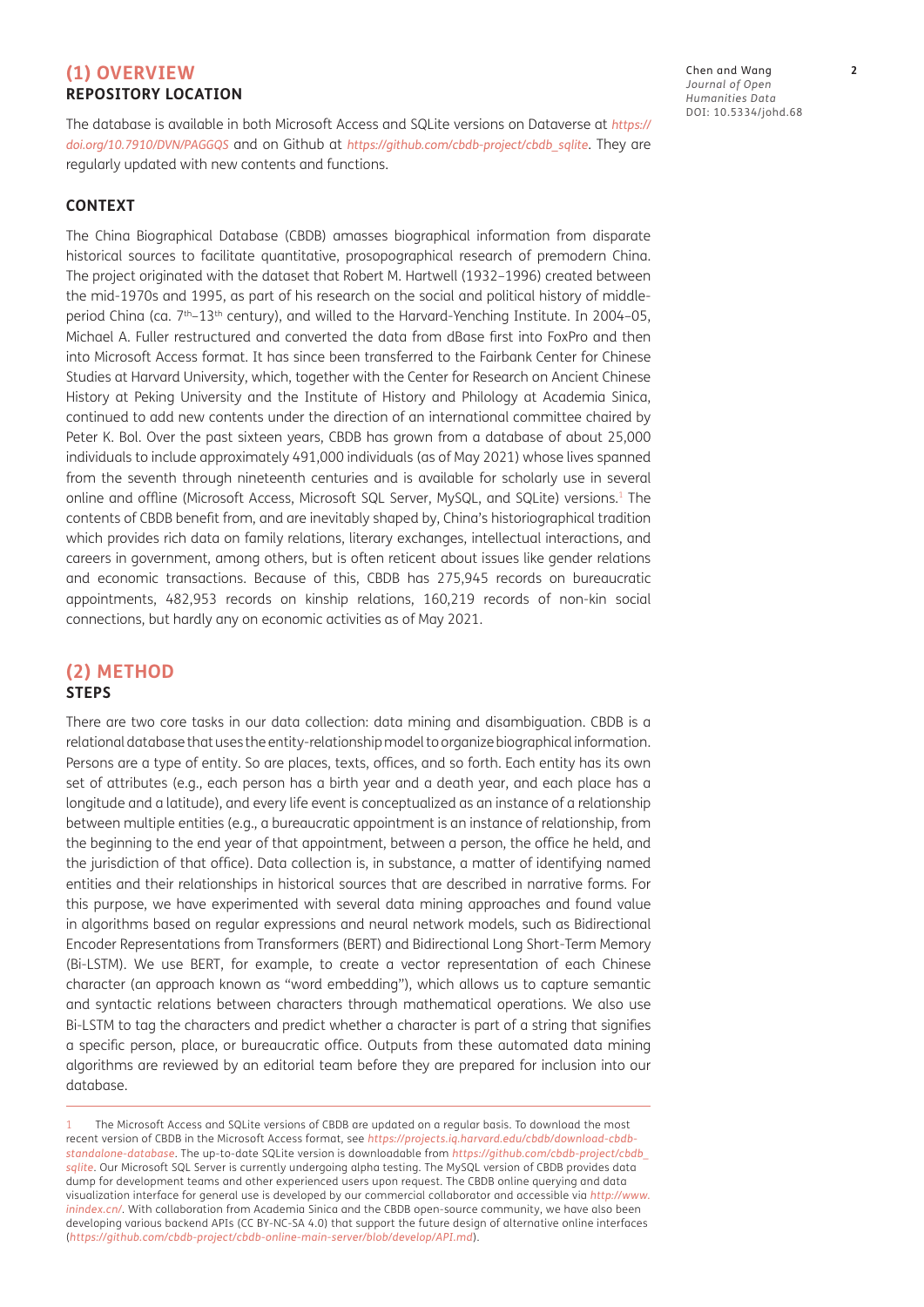## (1) OVERVIEW

### REPOSITORY LOCATION

The database is available in both Microsoft Access and SQLite versions on Dataverse at *https://doi.org/10.7910/DVN/PAGGQS* and on Github at *https://github.com/cbdb-project/cbdb_sqlite*. They are regularly updated with new contents and functions.

### CONTEXT

The China Biographical Database (CBDB) amasses biographical information from disparate historical sources to facilitate quantitative, prosopographical research of premodern China. The project originated with the dataset that Robert M. Hartwell (1932–1996) created between the mid-1970s and 1995, as part of his research on the social and political history of middle-period China (ca. 7th–13th century), and willed to the Harvard-Yenching Institute. In 2004–05, Michael A. Fuller restructured and converted the data from dBase first into FoxPro and then into Microsoft Access format. It has since been transferred to the Fairbank Center for Chinese Studies at Harvard University, which, together with the Center for Research on Ancient Chinese History at Peking University and the Institute of History and Philology at Academia Sinica, continued to add new contents under the direction of an international committee chaired by Peter K. Bol. Over the past sixteen years, CBDB has grown from a database of about 25,000 individuals to include approximately 491,000 individuals (as of May 2021) whose lives spanned from the seventh through nineteenth centuries and is available for scholarly use in several online and offline (Microsoft Access, Microsoft SQL Server, MySQL, and SQLite) versions.[1] The contents of CBDB benefit from, and are inevitably shaped by, China's historiographical tradition which provides rich data on family relations, literary exchanges, intellectual interactions, and careers in government, among others, but is often reticent about issues like gender relations and economic transactions. Because of this, CBDB has 275,945 records on bureaucratic appointments, 482,953 records on kinship relations, 160,219 records of non-kin social connections, but hardly any on economic activities as of May 2021.

## (2) METHOD

### STEPS

There are two core tasks in our data collection: data mining and disambiguation. CBDB is a relational database that uses the entity-relationship model to organize biographical information. Persons are a type of entity. So are places, texts, offices, and so forth. Each entity has its own set of attributes (e.g., each person has a birth year and a death year, and each place has a longitude and a latitude), and every life event is conceptualized as an instance of a relationship between multiple entities (e.g., a bureaucratic appointment is an instance of relationship, from the beginning to the end year of that appointment, between a person, the office he held, and the jurisdiction of that office). Data collection is, in substance, a matter of identifying named entities and their relationships in historical sources that are described in narrative forms. For this purpose, we have experimented with several data mining approaches and found value in algorithms based on regular expressions and neural network models, such as Bidirectional Encoder Representations from Transformers (BERT) and Bidirectional Long Short-Term Memory (Bi-LSTM). We use BERT, for example, to create a vector representation of each Chinese character (an approach known as "word embedding"), which allows us to capture semantic and syntactic relations between characters through mathematical operations. We also use Bi-LSTM to tag the characters and predict whether a character is part of a string that signifies a specific person, place, or bureaucratic office. Outputs from these automated data mining algorithms are reviewed by an editorial team before they are prepared for inclusion into our database.

---

1 The Microsoft Access and SQLite versions of CBDB are updated on a regular basis. To download the most recent version of CBDB in the Microsoft Access format, see *https://projects.iq.harvard.edu/cbdb/download-cbdb-standalone-database*. The up-to-date SQLite version is downloadable from *https://github.com/cbdb-project/cbdb_sqlite*. Our Microsoft SQL Server is currently undergoing alpha testing. The MySQL version of CBDB provides data dump for development teams and other experienced users upon request. The CBDB online querying and data visualization interface for general use is developed by our commercial collaborator and accessible via *http://www.inindex.cn/*. With collaboration from Academia Sinica and the CBDB open-source community, we have also been developing various backend APIs (CC BY-NC-SA 4.0) that support the future design of alternative online interfaces (*https://github.com/cbdb-project/cbdb-online-main-server/blob/develop/API.md*).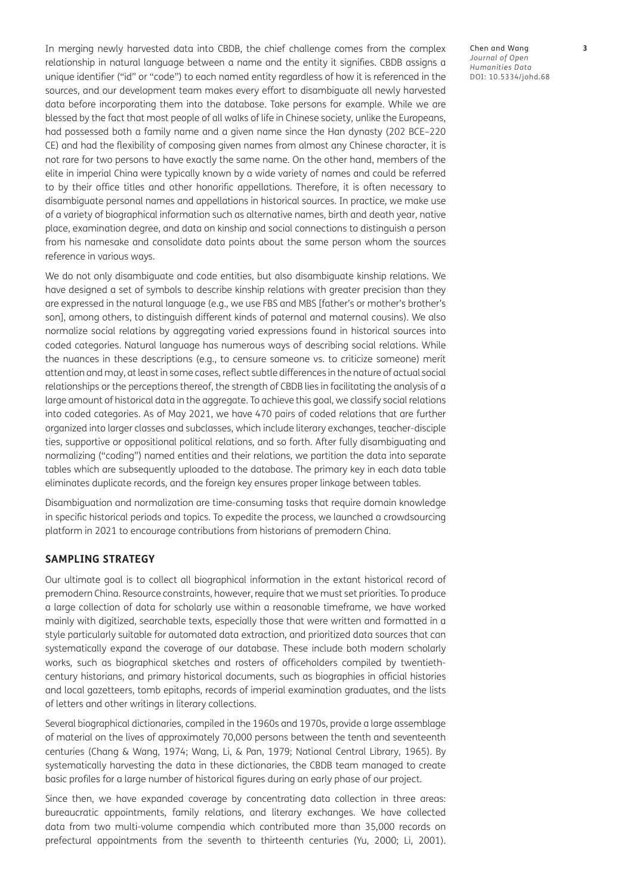In merging newly harvested data into CBDB, the chief challenge comes from the complex relationship in natural language between a name and the entity it signifies. CBDB assigns a unique identifier ("id" or "code") to each named entity regardless of how it is referenced in the sources, and our development team makes every effort to disambiguate all newly harvested data before incorporating them into the database. Take persons for example. While we are blessed by the fact that most people of all walks of life in Chinese society, unlike the Europeans, had possessed both a family name and a given name since the Han dynasty (202 BCE–220 CE) and had the flexibility of composing given names from almost any Chinese character, it is not rare for two persons to have exactly the same name. On the other hand, members of the elite in imperial China were typically known by a wide variety of names and could be referred to by their office titles and other honorific appellations. Therefore, it is often necessary to disambiguate personal names and appellations in historical sources. In practice, we make use of a variety of biographical information such as alternative names, birth and death year, native place, examination degree, and data on kinship and social connections to distinguish a person from his namesake and consolidate data points about the same person whom the sources reference in various ways.

We do not only disambiguate and code entities, but also disambiguate kinship relations. We have designed a set of symbols to describe kinship relations with greater precision than they are expressed in the natural language (e.g., we use FBS and MBS [father's or mother's brother's son], among others, to distinguish different kinds of paternal and maternal cousins). We also normalize social relations by aggregating varied expressions found in historical sources into coded categories. Natural language has numerous ways of describing social relations. While the nuances in these descriptions (e.g., to censure someone vs. to criticize someone) merit attention and may, at least in some cases, reflect subtle differences in the nature of actual social relationships or the perceptions thereof, the strength of CBDB lies in facilitating the analysis of a large amount of historical data in the aggregate. To achieve this goal, we classify social relations into coded categories. As of May 2021, we have 470 pairs of coded relations that are further organized into larger classes and subclasses, which include literary exchanges, teacher-disciple ties, supportive or oppositional political relations, and so forth. After fully disambiguating and normalizing ("coding") named entities and their relations, we partition the data into separate tables which are subsequently uploaded to the database. The primary key in each data table eliminates duplicate records, and the foreign key ensures proper linkage between tables.

Disambiguation and normalization are time-consuming tasks that require domain knowledge in specific historical periods and topics. To expedite the process, we launched a crowdsourcing platform in 2021 to encourage contributions from historians of premodern China.

## SAMPLING STRATEGY

Our ultimate goal is to collect all biographical information in the extant historical record of premodern China. Resource constraints, however, require that we must set priorities. To produce a large collection of data for scholarly use within a reasonable timeframe, we have worked mainly with digitized, searchable texts, especially those that were written and formatted in a style particularly suitable for automated data extraction, and prioritized data sources that can systematically expand the coverage of our database. These include both modern scholarly works, such as biographical sketches and rosters of officeholders compiled by twentieth-century historians, and primary historical documents, such as biographies in official histories and local gazetteers, tomb epitaphs, records of imperial examination graduates, and the lists of letters and other writings in literary collections.

Several biographical dictionaries, compiled in the 1960s and 1970s, provide a large assemblage of material on the lives of approximately 70,000 persons between the tenth and seventeenth centuries (Chang & Wang, 1974; Wang, Li, & Pan, 1979; National Central Library, 1965). By systematically harvesting the data in these dictionaries, the CBDB team managed to create basic profiles for a large number of historical figures during an early phase of our project.

Since then, we have expanded coverage by concentrating data collection in three areas: bureaucratic appointments, family relations, and literary exchanges. We have collected data from two multi-volume compendia which contributed more than 35,000 records on prefectural appointments from the seventh to thirteenth centuries (Yu, 2000; Li, 2001).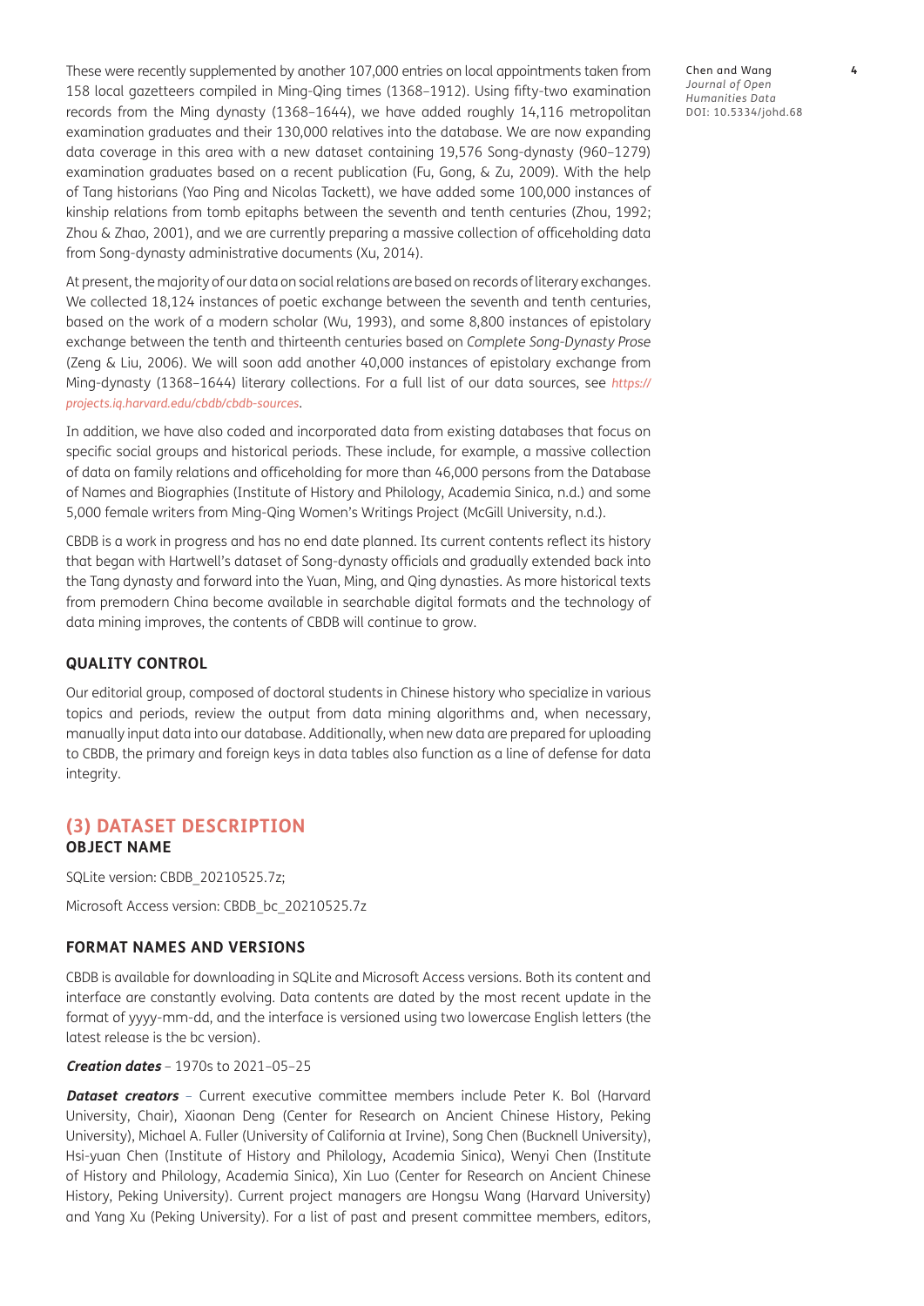These were recently supplemented by another 107,000 entries on local appointments taken from 158 local gazetteers compiled in Ming-Qing times (1368–1912). Using fifty-two examination records from the Ming dynasty (1368–1644), we have added roughly 14,116 metropolitan examination graduates and their 130,000 relatives into the database. We are now expanding data coverage in this area with a new dataset containing 19,576 Song-dynasty (960–1279) examination graduates based on a recent publication (Fu, Gong, & Zu, 2009). With the help of Tang historians (Yao Ping and Nicolas Tackett), we have added some 100,000 instances of kinship relations from tomb epitaphs between the seventh and tenth centuries (Zhou, 1992; Zhou & Zhao, 2001), and we are currently preparing a massive collection of officeholding data from Song-dynasty administrative documents (Xu, 2014).

At present, the majority of our data on social relations are based on records of literary exchanges. We collected 18,124 instances of poetic exchange between the seventh and tenth centuries, based on the work of a modern scholar (Wu, 1993), and some 8,800 instances of epistolary exchange between the tenth and thirteenth centuries based on *Complete Song-Dynasty Prose* (Zeng & Liu, 2006). We will soon add another 40,000 instances of epistolary exchange from Ming-dynasty (1368–1644) literary collections. For a full list of our data sources, see *https://projects.iq.harvard.edu/cbdb/cbdb-sources*.

In addition, we have also coded and incorporated data from existing databases that focus on specific social groups and historical periods. These include, for example, a massive collection of data on family relations and officeholding for more than 46,000 persons from the Database of Names and Biographies (Institute of History and Philology, Academia Sinica, n.d.) and some 5,000 female writers from Ming-Qing Women's Writings Project (McGill University, n.d.).

CBDB is a work in progress and has no end date planned. Its current contents reflect its history that began with Hartwell's dataset of Song-dynasty officials and gradually extended back into the Tang dynasty and forward into the Yuan, Ming, and Qing dynasties. As more historical texts from premodern China become available in searchable digital formats and the technology of data mining improves, the contents of CBDB will continue to grow.

### QUALITY CONTROL

Our editorial group, composed of doctoral students in Chinese history who specialize in various topics and periods, review the output from data mining algorithms and, when necessary, manually input data into our database. Additionally, when new data are prepared for uploading to CBDB, the primary and foreign keys in data tables also function as a line of defense for data integrity.

## (3) DATASET DESCRIPTION

### OBJECT NAME

SQLite version: CBDB_20210525.7z;

Microsoft Access version: CBDB_bc_20210525.7z

### FORMAT NAMES AND VERSIONS

CBDB is available for downloading in SQLite and Microsoft Access versions. Both its content and interface are constantly evolving. Data contents are dated by the most recent update in the format of yyyy-mm-dd, and the interface is versioned using two lowercase English letters (the latest release is the bc version).

***Creation dates*** – 1970s to 2021–05–25

***Dataset creators*** – Current executive committee members include Peter K. Bol (Harvard University, Chair), Xiaonan Deng (Center for Research on Ancient Chinese History, Peking University), Michael A. Fuller (University of California at Irvine), Song Chen (Bucknell University), Hsi-yuan Chen (Institute of History and Philology, Academia Sinica), Wenyi Chen (Institute of History and Philology, Academia Sinica), Xin Luo (Center for Research on Ancient Chinese History, Peking University). Current project managers are Hongsu Wang (Harvard University) and Yang Xu (Peking University). For a list of past and present committee members, editors,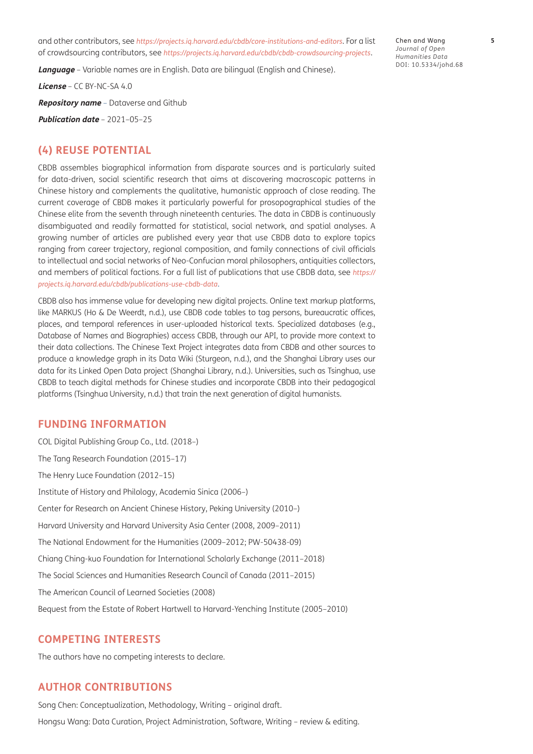and other contributors, see *https://projects.iq.harvard.edu/cbdb/core-institutions-and-editors*. For a list of crowdsourcing contributors, see *https://projects.iq.harvard.edu/cbdb/cbdb-crowdsourcing-projects*.

***Language*** – Variable names are in English. Data are bilingual (English and Chinese).

***License*** – CC BY-NC-SA 4.0

***Repository name*** – Dataverse and Github

***Publication date*** – 2021–05–25

## (4) REUSE POTENTIAL

CBDB assembles biographical information from disparate sources and is particularly suited for data-driven, social scientific research that aims at discovering macroscopic patterns in Chinese history and complements the qualitative, humanistic approach of close reading. The current coverage of CBDB makes it particularly powerful for prosopographical studies of the Chinese elite from the seventh through nineteenth centuries. The data in CBDB is continuously disambiguated and readily formatted for statistical, social network, and spatial analyses. A growing number of articles are published every year that use CBDB data to explore topics ranging from career trajectory, regional composition, and family connections of civil officials to intellectual and social networks of Neo-Confucian moral philosophers, antiquities collectors, and members of political factions. For a full list of publications that use CBDB data, see *https://projects.iq.harvard.edu/cbdb/publications-use-cbdb-data*.

CBDB also has immense value for developing new digital projects. Online text markup platforms, like MARKUS (Ho & De Weerdt, n.d.), use CBDB code tables to tag persons, bureaucratic offices, places, and temporal references in user-uploaded historical texts. Specialized databases (e.g., Database of Names and Biographies) access CBDB, through our API, to provide more context to their data collections. The Chinese Text Project integrates data from CBDB and other sources to produce a knowledge graph in its Data Wiki (Sturgeon, n.d.), and the Shanghai Library uses our data for its Linked Open Data project (Shanghai Library, n.d.). Universities, such as Tsinghua, use CBDB to teach digital methods for Chinese studies and incorporate CBDB into their pedagogical platforms (Tsinghua University, n.d.) that train the next generation of digital humanists.

## FUNDING INFORMATION

COL Digital Publishing Group Co., Ltd. (2018–)

The Tang Research Foundation (2015–17)

The Henry Luce Foundation (2012–15)

Institute of History and Philology, Academia Sinica (2006–)

Center for Research on Ancient Chinese History, Peking University (2010–)

Harvard University and Harvard University Asia Center (2008, 2009–2011)

The National Endowment for the Humanities (2009–2012; PW-50438-09)

Chiang Ching-kuo Foundation for International Scholarly Exchange (2011–2018)

The Social Sciences and Humanities Research Council of Canada (2011–2015)

The American Council of Learned Societies (2008)

Bequest from the Estate of Robert Hartwell to Harvard-Yenching Institute (2005–2010)

## COMPETING INTERESTS

The authors have no competing interests to declare.

## AUTHOR CONTRIBUTIONS

Song Chen: Conceptualization, Methodology, Writing – original draft.

Hongsu Wang: Data Curation, Project Administration, Software, Writing – review & editing.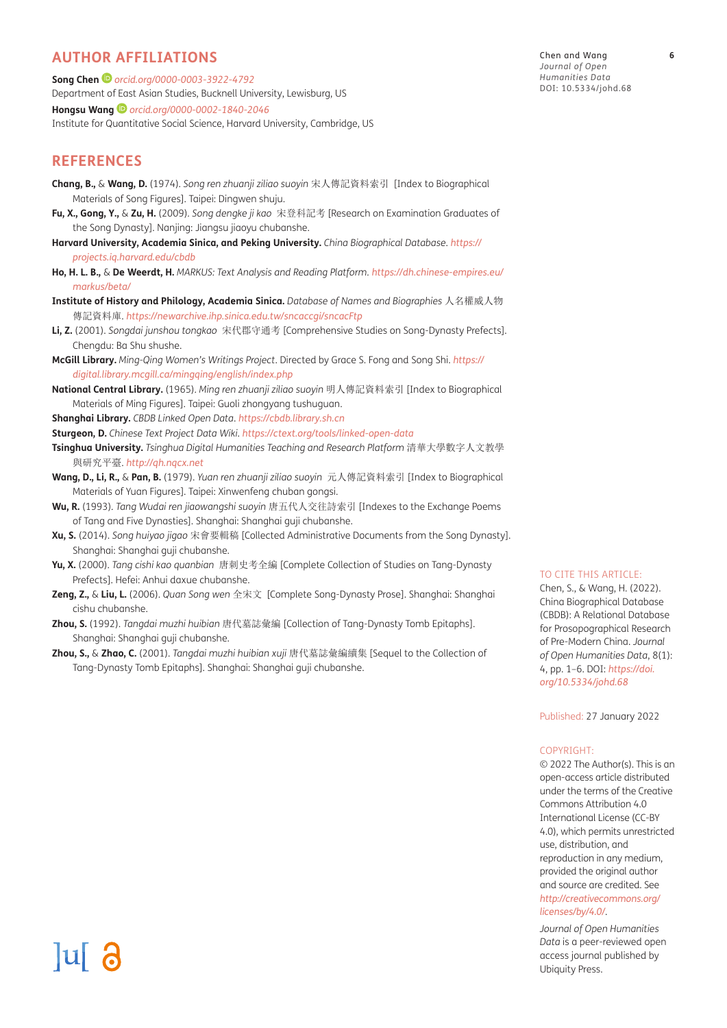## AUTHOR AFFILIATIONS

**Song Chen** *orcid.org/0000-0003-3922-4792*
Department of East Asian Studies, Bucknell University, Lewisburg, US

**Hongsu Wang** *orcid.org/0000-0002-1840-2046*
Institute for Quantitative Social Science, Harvard University, Cambridge, US

## REFERENCES

**Chang, B.,** & **Wang, D.** (1974). *Song ren zhuanji ziliao suoyin* 宋人傳記資料索引 [Index to Biographical Materials of Song Figures]. Taipei: Dingwen shuju.

**Fu, X., Gong, Y.,** & **Zu, H.** (2009). *Song dengke ji kao* 宋登科記考 [Research on Examination Graduates of the Song Dynasty]. Nanjing: Jiangsu jiaoyu chubanshe.

**Harvard University, Academia Sinica, and Peking University.** *China Biographical Database*. *https://projects.iq.harvard.edu/cbdb*

**Ho, H. L. B.,** & **De Weerdt, H.** *MARKUS: Text Analysis and Reading Platform*. *https://dh.chinese-empires.eu/markus/beta/*

**Institute of History and Philology, Academia Sinica.** *Database of Names and Biographies* 人名權威人物傳記資料庫. *https://newarchive.ihp.sinica.edu.tw/sncaccgi/sncacFtp*

**Li, Z.** (2001). *Songdai junshou tongkao* 宋代郡守通考 [Comprehensive Studies on Song-Dynasty Prefects]. Chengdu: Ba Shu shushe.

**McGill Library.** *Ming-Qing Women's Writings Project*. Directed by Grace S. Fong and Song Shi. *https://digital.library.mcgill.ca/mingqing/english/index.php*

**National Central Library.** (1965). *Ming ren zhuanji ziliao suoyin* 明人傳記資料索引 [Index to Biographical Materials of Ming Figures]. Taipei: Guoli zhongyang tushuguan.

**Shanghai Library.** *CBDB Linked Open Data*. *https://cbdb.library.sh.cn*

**Sturgeon, D.** *Chinese Text Project Data Wiki*. *https://ctext.org/tools/linked-open-data*

**Tsinghua University.** *Tsinghua Digital Humanities Teaching and Research Platform* 清華大學數字人文教學與研究平臺. *http://qh.nqcx.net*

**Wang, D., Li, R.,** & **Pan, B.** (1979). *Yuan ren zhuanji ziliao suoyin* 元人傳記資料索引 [Index to Biographical Materials of Yuan Figures]. Taipei: Xinwenfeng chuban gongsi.

**Wu, R.** (1993). *Tang Wudai ren jiaowangshi suoyin* 唐五代人交往詩索引 [Indexes to the Exchange Poems of Tang and Five Dynasties]. Shanghai: Shanghai guji chubanshe.

**Xu, S.** (2014). *Song huiyao jigao* 宋會要輯稿 [Collected Administrative Documents from the Song Dynasty]. Shanghai: Shanghai guji chubanshe.

**Yu, X.** (2000). *Tang cishi kao quanbian* 唐刺史考全編 [Complete Collection of Studies on Tang-Dynasty Prefects]. Hefei: Anhui daxue chubanshe.

**Zeng, Z.,** & **Liu, L.** (2006). *Quan Song wen* 全宋文 [Complete Song-Dynasty Prose]. Shanghai: Shanghai cishu chubanshe.

**Zhou, S.** (1992). *Tangdai muzhi huibian* 唐代墓誌彙編 [Collection of Tang-Dynasty Tomb Epitaphs]. Shanghai: Shanghai guji chubanshe.

**Zhou, S.,** & **Zhao, C.** (2001). *Tangdai muzhi huibian xuji* 唐代墓誌彙編續集 [Sequel to the Collection of Tang-Dynasty Tomb Epitaphs]. Shanghai: Shanghai guji chubanshe.

TO CITE THIS ARTICLE:
Chen, S., & Wang, H. (2022). China Biographical Database (CBDB): A Relational Database for Prosopographical Research of Pre-Modern China. *Journal of Open Humanities Data*, 8(1): 4, pp. 1–6. DOI: *https://doi.org/10.5334/johd.68*

Published: 27 January 2022

COPYRIGHT:
© 2022 The Author(s). This is an open-access article distributed under the terms of the Creative Commons Attribution 4.0 International License (CC-BY 4.0), which permits unrestricted use, distribution, and reproduction in any medium, provided the original author and source are credited. See *http://creativecommons.org/licenses/by/4.0/*.

*Journal of Open Humanities Data* is a peer-reviewed open access journal published by Ubiquity Press.